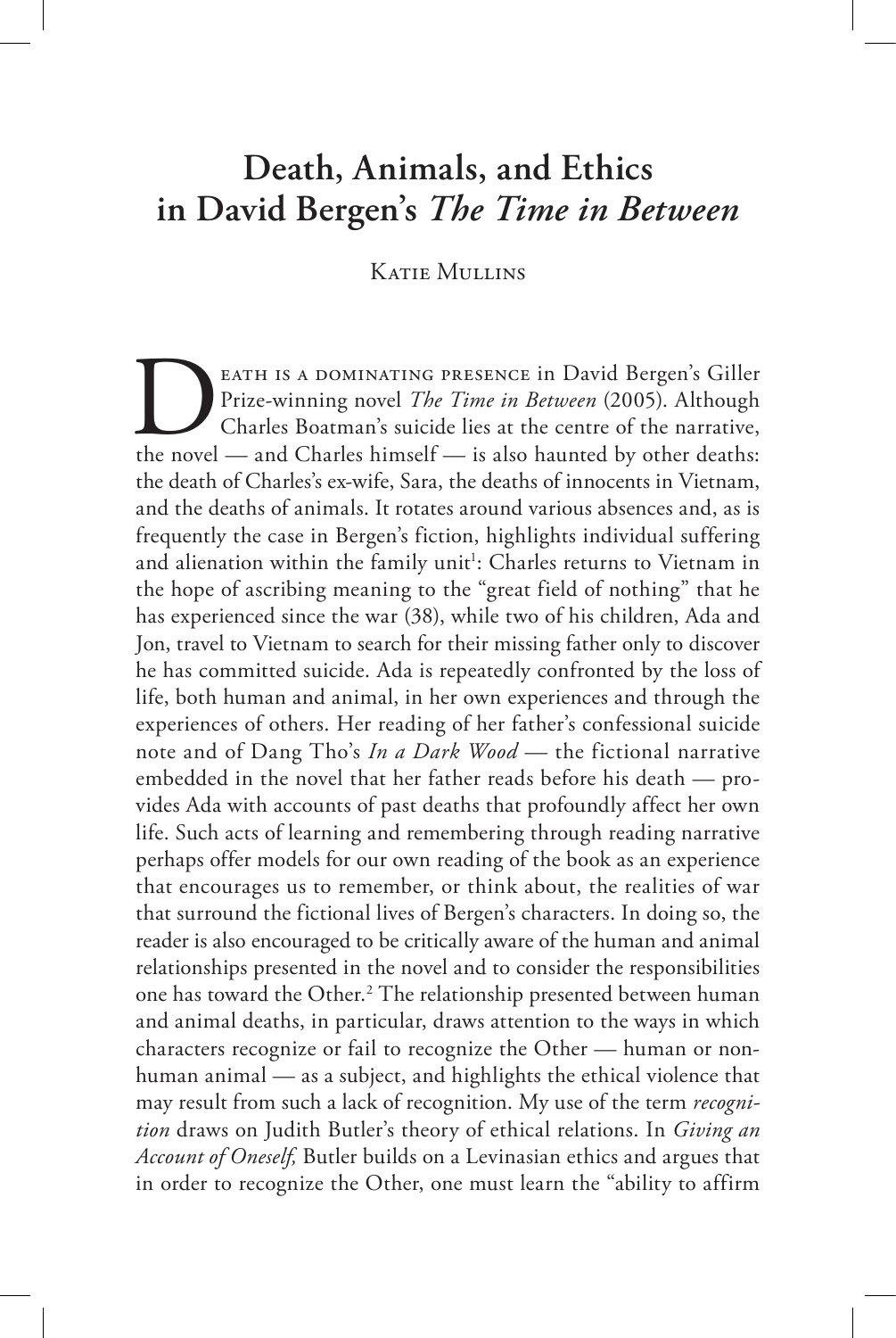# Death, Animals, and Ethics in David Bergen's *The Time in Between*

Katie Mullins

Death is a dominating presence in David Bergen's Giller Prize-winning novel *The Time in Between* (2005). Although Charles Boatman's suicide lies at the centre of the narrative, the novel — and Charles himself — is also haunted by other deaths: the death of Charles's ex-wife, Sara, the deaths of innocents in Vietnam, and the deaths of animals. It rotates around various absences and, as is frequently the case in Bergen's fiction, highlights individual suffering and alienation within the family unit[1]: Charles returns to Vietnam in the hope of ascribing meaning to the "great field of nothing" that he has experienced since the war (38), while two of his children, Ada and Jon, travel to Vietnam to search for their missing father only to discover he has committed suicide. Ada is repeatedly confronted by the loss of life, both human and animal, in her own experiences and through the experiences of others. Her reading of her father's confessional suicide note and of Dang Tho's *In a Dark Wood* — the fictional narrative embedded in the novel that her father reads before his death — provides Ada with accounts of past deaths that profoundly affect her own life. Such acts of learning and remembering through reading narrative perhaps offer models for our own reading of the book as an experience that encourages us to remember, or think about, the realities of war that surround the fictional lives of Bergen's characters. In doing so, the reader is also encouraged to be critically aware of the human and animal relationships presented in the novel and to consider the responsibilities one has toward the Other.[2] The relationship presented between human and animal deaths, in particular, draws attention to the ways in which characters recognize or fail to recognize the Other — human or nonhuman animal — as a subject, and highlights the ethical violence that may result from such a lack of recognition. My use of the term *recognition* draws on Judith Butler's theory of ethical relations. In *Giving an Account of Oneself,* Butler builds on a Levinasian ethics and argues that in order to recognize the Other, one must learn the "ability to affirm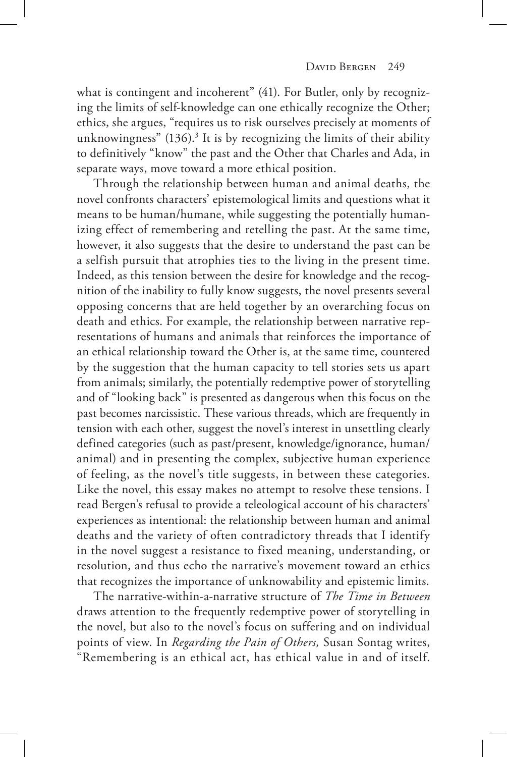what is contingent and incoherent" (41). For Butler, only by recognizing the limits of self-knowledge can one ethically recognize the Other; ethics, she argues, "requires us to risk ourselves precisely at moments of unknowingness" (136).[3] It is by recognizing the limits of their ability to definitively "know" the past and the Other that Charles and Ada, in separate ways, move toward a more ethical position.

Through the relationship between human and animal deaths, the novel confronts characters' epistemological limits and questions what it means to be human/humane, while suggesting the potentially humanizing effect of remembering and retelling the past. At the same time, however, it also suggests that the desire to understand the past can be a selfish pursuit that atrophies ties to the living in the present time. Indeed, as this tension between the desire for knowledge and the recognition of the inability to fully know suggests, the novel presents several opposing concerns that are held together by an overarching focus on death and ethics. For example, the relationship between narrative representations of humans and animals that reinforces the importance of an ethical relationship toward the Other is, at the same time, countered by the suggestion that the human capacity to tell stories sets us apart from animals; similarly, the potentially redemptive power of storytelling and of "looking back" is presented as dangerous when this focus on the past becomes narcissistic. These various threads, which are frequently in tension with each other, suggest the novel's interest in unsettling clearly defined categories (such as past/present, knowledge/ignorance, human/animal) and in presenting the complex, subjective human experience of feeling, as the novel's title suggests, in between these categories. Like the novel, this essay makes no attempt to resolve these tensions. I read Bergen's refusal to provide a teleological account of his characters' experiences as intentional: the relationship between human and animal deaths and the variety of often contradictory threads that I identify in the novel suggest a resistance to fixed meaning, understanding, or resolution, and thus echo the narrative's movement toward an ethics that recognizes the importance of unknowability and epistemic limits.

The narrative-within-a-narrative structure of *The Time in Between* draws attention to the frequently redemptive power of storytelling in the novel, but also to the novel's focus on suffering and on individual points of view. In *Regarding the Pain of Others,* Susan Sontag writes, "Remembering is an ethical act, has ethical value in and of itself.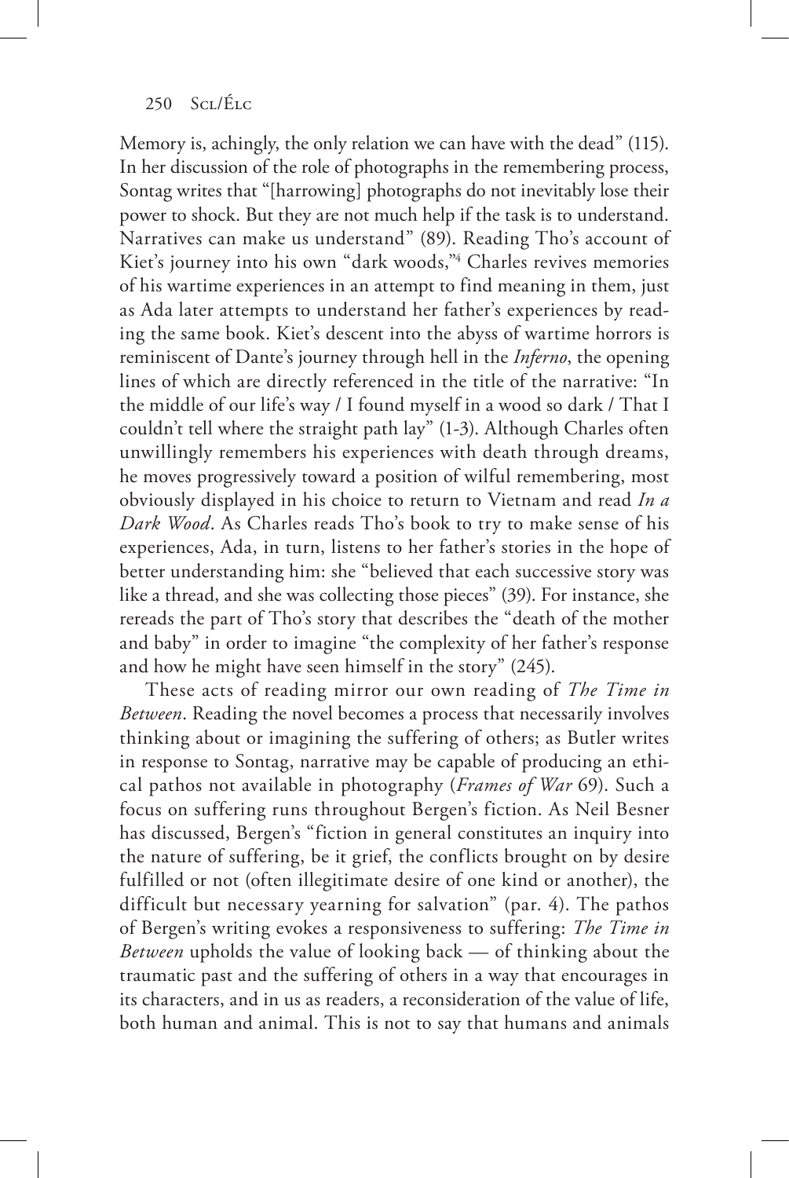Memory is, achingly, the only relation we can have with the dead" (115). In her discussion of the role of photographs in the remembering process, Sontag writes that "[harrowing] photographs do not inevitably lose their power to shock. But they are not much help if the task is to understand. Narratives can make us understand" (89). Reading Tho's account of Kiet's journey into his own "dark woods,"[4] Charles revives memories of his wartime experiences in an attempt to find meaning in them, just as Ada later attempts to understand her father's experiences by reading the same book. Kiet's descent into the abyss of wartime horrors is reminiscent of Dante's journey through hell in the *Inferno*, the opening lines of which are directly referenced in the title of the narrative: "In the middle of our life's way / I found myself in a wood so dark / That I couldn't tell where the straight path lay" (1-3). Although Charles often unwillingly remembers his experiences with death through dreams, he moves progressively toward a position of wilful remembering, most obviously displayed in his choice to return to Vietnam and read *In a Dark Wood*. As Charles reads Tho's book to try to make sense of his experiences, Ada, in turn, listens to her father's stories in the hope of better understanding him: she "believed that each successive story was like a thread, and she was collecting those pieces" (39). For instance, she rereads the part of Tho's story that describes the "death of the mother and baby" in order to imagine "the complexity of her father's response and how he might have seen himself in the story" (245).

These acts of reading mirror our own reading of *The Time in Between*. Reading the novel becomes a process that necessarily involves thinking about or imagining the suffering of others; as Butler writes in response to Sontag, narrative may be capable of producing an ethical pathos not available in photography (*Frames of War* 69). Such a focus on suffering runs throughout Bergen's fiction. As Neil Besner has discussed, Bergen's "fiction in general constitutes an inquiry into the nature of suffering, be it grief, the conflicts brought on by desire fulfilled or not (often illegitimate desire of one kind or another), the difficult but necessary yearning for salvation" (par. 4). The pathos of Bergen's writing evokes a responsiveness to suffering: *The Time in Between* upholds the value of looking back — of thinking about the traumatic past and the suffering of others in a way that encourages in its characters, and in us as readers, a reconsideration of the value of life, both human and animal. This is not to say that humans and animals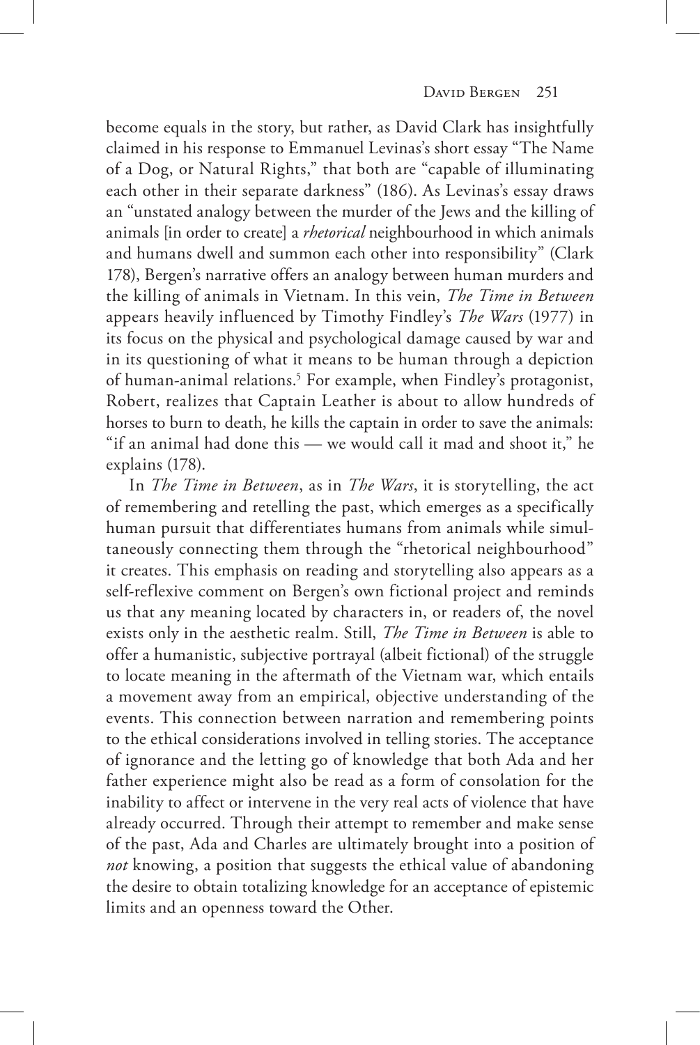become equals in the story, but rather, as David Clark has insightfully claimed in his response to Emmanuel Levinas's short essay "The Name of a Dog, or Natural Rights," that both are "capable of illuminating each other in their separate darkness" (186). As Levinas's essay draws an "unstated analogy between the murder of the Jews and the killing of animals [in order to create] a *rhetorical* neighbourhood in which animals and humans dwell and summon each other into responsibility" (Clark 178), Bergen's narrative offers an analogy between human murders and the killing of animals in Vietnam. In this vein, *The Time in Between* appears heavily influenced by Timothy Findley's *The Wars* (1977) in its focus on the physical and psychological damage caused by war and in its questioning of what it means to be human through a depiction of human-animal relations.[5] For example, when Findley's protagonist, Robert, realizes that Captain Leather is about to allow hundreds of horses to burn to death, he kills the captain in order to save the animals: "if an animal had done this — we would call it mad and shoot it," he explains (178).

In *The Time in Between*, as in *The Wars*, it is storytelling, the act of remembering and retelling the past, which emerges as a specifically human pursuit that differentiates humans from animals while simultaneously connecting them through the "rhetorical neighbourhood" it creates. This emphasis on reading and storytelling also appears as a self-reflexive comment on Bergen's own fictional project and reminds us that any meaning located by characters in, or readers of, the novel exists only in the aesthetic realm. Still, *The Time in Between* is able to offer a humanistic, subjective portrayal (albeit fictional) of the struggle to locate meaning in the aftermath of the Vietnam war, which entails a movement away from an empirical, objective understanding of the events. This connection between narration and remembering points to the ethical considerations involved in telling stories. The acceptance of ignorance and the letting go of knowledge that both Ada and her father experience might also be read as a form of consolation for the inability to affect or intervene in the very real acts of violence that have already occurred. Through their attempt to remember and make sense of the past, Ada and Charles are ultimately brought into a position of *not* knowing, a position that suggests the ethical value of abandoning the desire to obtain totalizing knowledge for an acceptance of epistemic limits and an openness toward the Other.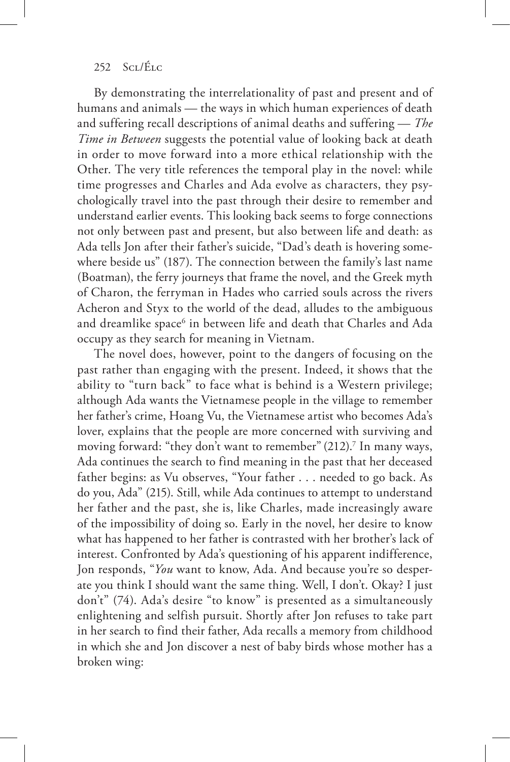By demonstrating the interrelationality of past and present and of humans and animals — the ways in which human experiences of death and suffering recall descriptions of animal deaths and suffering — *The Time in Between* suggests the potential value of looking back at death in order to move forward into a more ethical relationship with the Other. The very title references the temporal play in the novel: while time progresses and Charles and Ada evolve as characters, they psychologically travel into the past through their desire to remember and understand earlier events. This looking back seems to forge connections not only between past and present, but also between life and death: as Ada tells Jon after their father's suicide, "Dad's death is hovering somewhere beside us" (187). The connection between the family's last name (Boatman), the ferry journeys that frame the novel, and the Greek myth of Charon, the ferryman in Hades who carried souls across the rivers Acheron and Styx to the world of the dead, alludes to the ambiguous and dreamlike space[6] in between life and death that Charles and Ada occupy as they search for meaning in Vietnam.

The novel does, however, point to the dangers of focusing on the past rather than engaging with the present. Indeed, it shows that the ability to "turn back" to face what is behind is a Western privilege; although Ada wants the Vietnamese people in the village to remember her father's crime, Hoang Vu, the Vietnamese artist who becomes Ada's lover, explains that the people are more concerned with surviving and moving forward: "they don't want to remember" (212).[7] In many ways, Ada continues the search to find meaning in the past that her deceased father begins: as Vu observes, "Your father . . . needed to go back. As do you, Ada" (215). Still, while Ada continues to attempt to understand her father and the past, she is, like Charles, made increasingly aware of the impossibility of doing so. Early in the novel, her desire to know what has happened to her father is contrasted with her brother's lack of interest. Confronted by Ada's questioning of his apparent indifference, Jon responds, "*You* want to know, Ada. And because you're so desperate you think I should want the same thing. Well, I don't. Okay? I just don't" (74). Ada's desire "to know" is presented as a simultaneously enlightening and selfish pursuit. Shortly after Jon refuses to take part in her search to find their father, Ada recalls a memory from childhood in which she and Jon discover a nest of baby birds whose mother has a broken wing: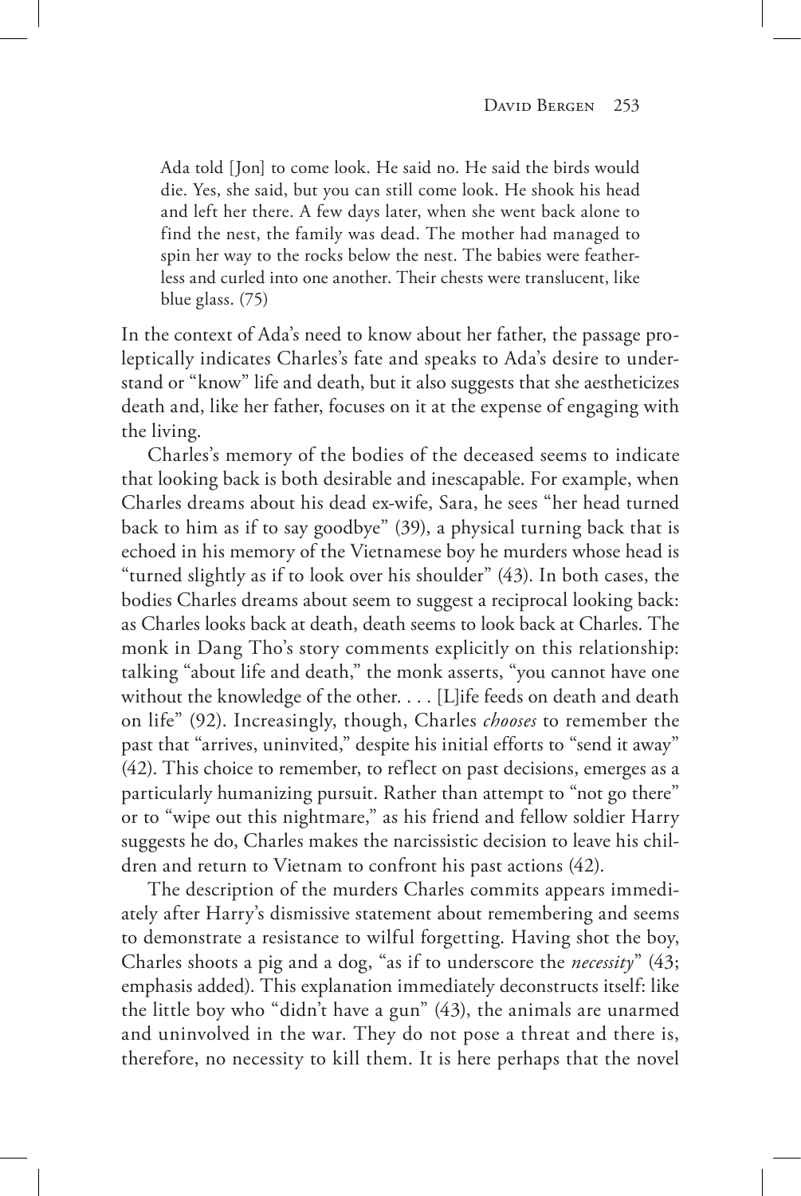> Ada told [Jon] to come look. He said no. He said the birds would die. Yes, she said, but you can still come look. He shook his head and left her there. A few days later, when she went back alone to find the nest, the family was dead. The mother had managed to spin her way to the rocks below the nest. The babies were featherless and curled into one another. Their chests were translucent, like blue glass. (75)

In the context of Ada's need to know about her father, the passage proleptically indicates Charles's fate and speaks to Ada's desire to understand or "know" life and death, but it also suggests that she aestheticizes death and, like her father, focuses on it at the expense of engaging with the living.

Charles's memory of the bodies of the deceased seems to indicate that looking back is both desirable and inescapable. For example, when Charles dreams about his dead ex-wife, Sara, he sees "her head turned back to him as if to say goodbye" (39), a physical turning back that is echoed in his memory of the Vietnamese boy he murders whose head is "turned slightly as if to look over his shoulder" (43). In both cases, the bodies Charles dreams about seem to suggest a reciprocal looking back: as Charles looks back at death, death seems to look back at Charles. The monk in Dang Tho's story comments explicitly on this relationship: talking "about life and death," the monk asserts, "you cannot have one without the knowledge of the other. . . . [L]ife feeds on death and death on life" (92). Increasingly, though, Charles *chooses* to remember the past that "arrives, uninvited," despite his initial efforts to "send it away" (42). This choice to remember, to reflect on past decisions, emerges as a particularly humanizing pursuit. Rather than attempt to "not go there" or to "wipe out this nightmare," as his friend and fellow soldier Harry suggests he do, Charles makes the narcissistic decision to leave his children and return to Vietnam to confront his past actions (42).

The description of the murders Charles commits appears immediately after Harry's dismissive statement about remembering and seems to demonstrate a resistance to wilful forgetting. Having shot the boy, Charles shoots a pig and a dog, "as if to underscore the *necessity*" (43; emphasis added). This explanation immediately deconstructs itself: like the little boy who "didn't have a gun" (43), the animals are unarmed and uninvolved in the war. They do not pose a threat and there is, therefore, no necessity to kill them. It is here perhaps that the novel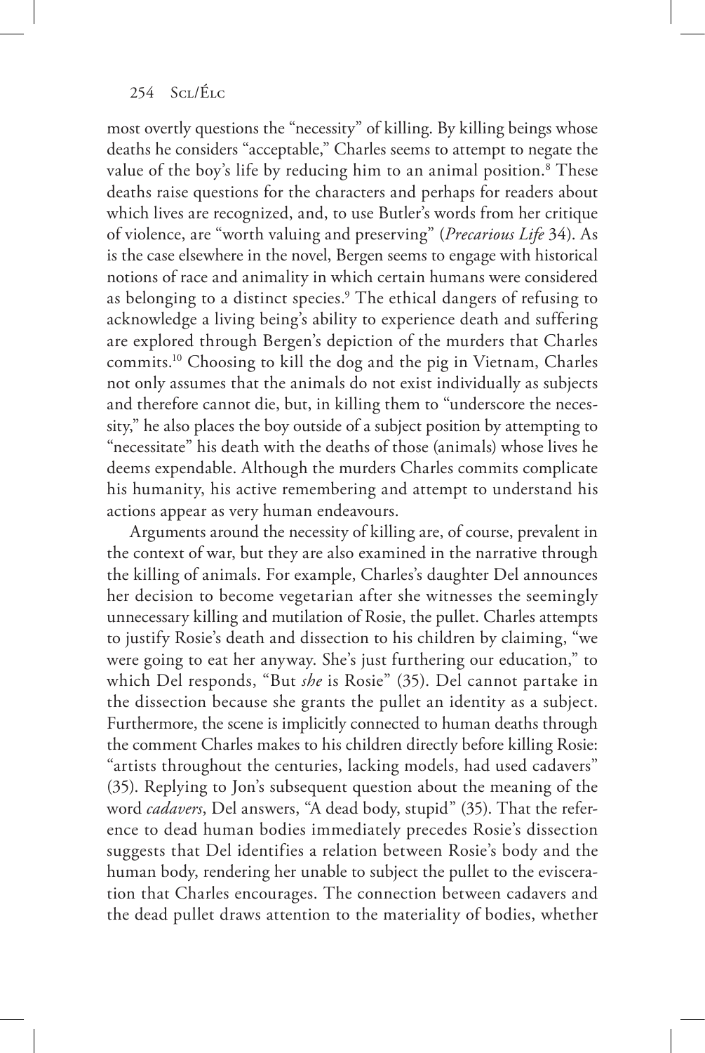most overtly questions the "necessity" of killing. By killing beings whose deaths he considers "acceptable," Charles seems to attempt to negate the value of the boy's life by reducing him to an animal position.[8] These deaths raise questions for the characters and perhaps for readers about which lives are recognized, and, to use Butler's words from her critique of violence, are "worth valuing and preserving" (*Precarious Life* 34). As is the case elsewhere in the novel, Bergen seems to engage with historical notions of race and animality in which certain humans were considered as belonging to a distinct species.[9] The ethical dangers of refusing to acknowledge a living being's ability to experience death and suffering are explored through Bergen's depiction of the murders that Charles commits.[10] Choosing to kill the dog and the pig in Vietnam, Charles not only assumes that the animals do not exist individually as subjects and therefore cannot die, but, in killing them to "underscore the necessity," he also places the boy outside of a subject position by attempting to "necessitate" his death with the deaths of those (animals) whose lives he deems expendable. Although the murders Charles commits complicate his humanity, his active remembering and attempt to understand his actions appear as very human endeavours.

Arguments around the necessity of killing are, of course, prevalent in the context of war, but they are also examined in the narrative through the killing of animals. For example, Charles's daughter Del announces her decision to become vegetarian after she witnesses the seemingly unnecessary killing and mutilation of Rosie, the pullet. Charles attempts to justify Rosie's death and dissection to his children by claiming, "we were going to eat her anyway. She's just furthering our education," to which Del responds, "But *she* is Rosie" (35). Del cannot partake in the dissection because she grants the pullet an identity as a subject. Furthermore, the scene is implicitly connected to human deaths through the comment Charles makes to his children directly before killing Rosie: "artists throughout the centuries, lacking models, had used cadavers" (35). Replying to Jon's subsequent question about the meaning of the word *cadavers*, Del answers, "A dead body, stupid" (35). That the reference to dead human bodies immediately precedes Rosie's dissection suggests that Del identifies a relation between Rosie's body and the human body, rendering her unable to subject the pullet to the evisceration that Charles encourages. The connection between cadavers and the dead pullet draws attention to the materiality of bodies, whether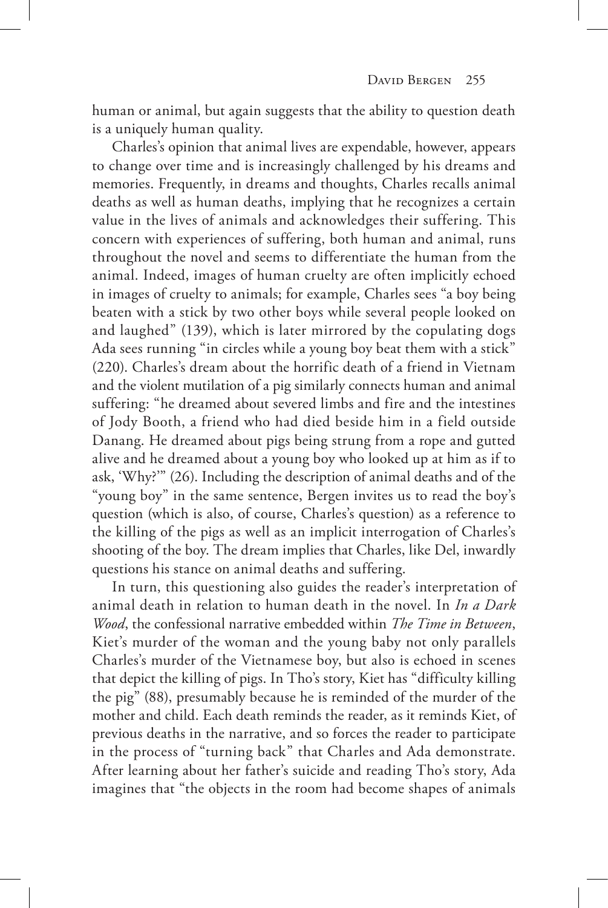human or animal, but again suggests that the ability to question death is a uniquely human quality.

Charles's opinion that animal lives are expendable, however, appears to change over time and is increasingly challenged by his dreams and memories. Frequently, in dreams and thoughts, Charles recalls animal deaths as well as human deaths, implying that he recognizes a certain value in the lives of animals and acknowledges their suffering. This concern with experiences of suffering, both human and animal, runs throughout the novel and seems to differentiate the human from the animal. Indeed, images of human cruelty are often implicitly echoed in images of cruelty to animals; for example, Charles sees "a boy being beaten with a stick by two other boys while several people looked on and laughed" (139), which is later mirrored by the copulating dogs Ada sees running "in circles while a young boy beat them with a stick" (220). Charles's dream about the horrific death of a friend in Vietnam and the violent mutilation of a pig similarly connects human and animal suffering: "he dreamed about severed limbs and fire and the intestines of Jody Booth, a friend who had died beside him in a field outside Danang. He dreamed about pigs being strung from a rope and gutted alive and he dreamed about a young boy who looked up at him as if to ask, 'Why?'" (26). Including the description of animal deaths and of the "young boy" in the same sentence, Bergen invites us to read the boy's question (which is also, of course, Charles's question) as a reference to the killing of the pigs as well as an implicit interrogation of Charles's shooting of the boy. The dream implies that Charles, like Del, inwardly questions his stance on animal deaths and suffering.

In turn, this questioning also guides the reader's interpretation of animal death in relation to human death in the novel. In *In a Dark Wood*, the confessional narrative embedded within *The Time in Between*, Kiet's murder of the woman and the young baby not only parallels Charles's murder of the Vietnamese boy, but also is echoed in scenes that depict the killing of pigs. In Tho's story, Kiet has "difficulty killing the pig" (88), presumably because he is reminded of the murder of the mother and child. Each death reminds the reader, as it reminds Kiet, of previous deaths in the narrative, and so forces the reader to participate in the process of "turning back" that Charles and Ada demonstrate. After learning about her father's suicide and reading Tho's story, Ada imagines that "the objects in the room had become shapes of animals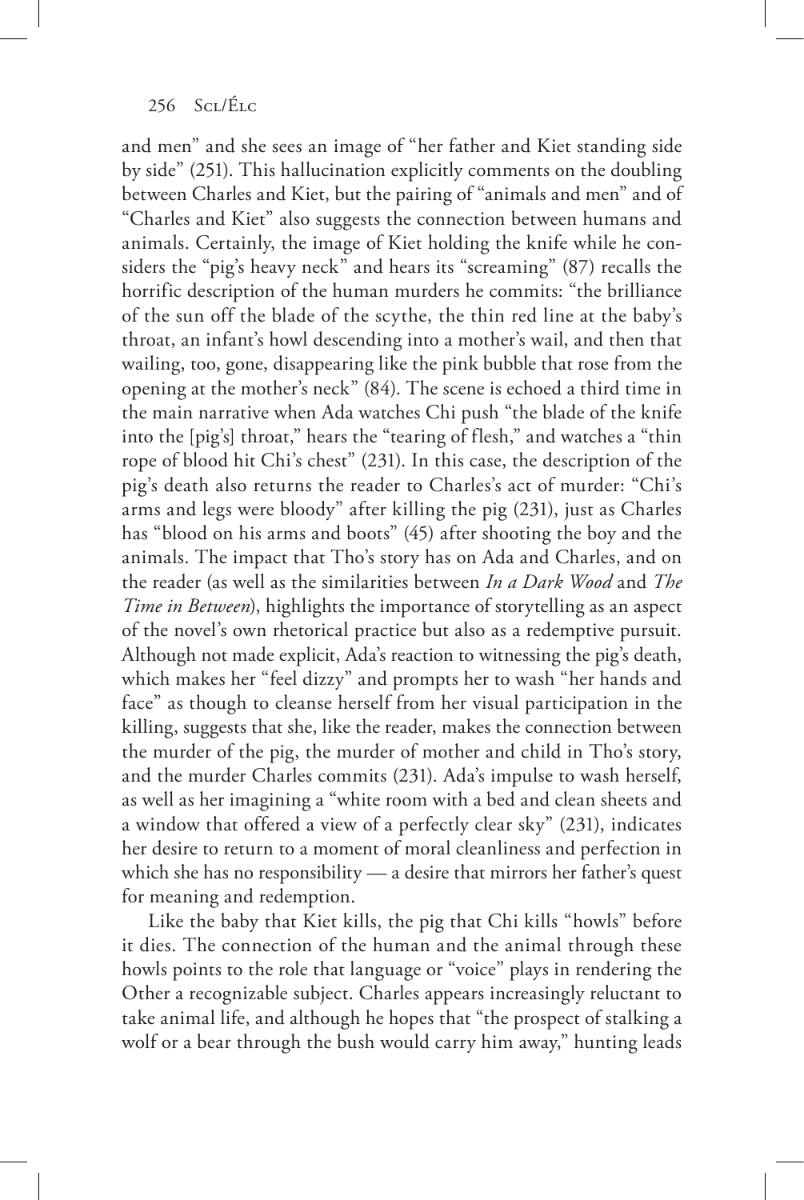and men" and she sees an image of "her father and Kiet standing side by side" (251). This hallucination explicitly comments on the doubling between Charles and Kiet, but the pairing of "animals and men" and of "Charles and Kiet" also suggests the connection between humans and animals. Certainly, the image of Kiet holding the knife while he considers the "pig's heavy neck" and hears its "screaming" (87) recalls the horrific description of the human murders he commits: "the brilliance of the sun off the blade of the scythe, the thin red line at the baby's throat, an infant's howl descending into a mother's wail, and then that wailing, too, gone, disappearing like the pink bubble that rose from the opening at the mother's neck" (84). The scene is echoed a third time in the main narrative when Ada watches Chi push "the blade of the knife into the [pig's] throat," hears the "tearing of flesh," and watches a "thin rope of blood hit Chi's chest" (231). In this case, the description of the pig's death also returns the reader to Charles's act of murder: "Chi's arms and legs were bloody" after killing the pig (231), just as Charles has "blood on his arms and boots" (45) after shooting the boy and the animals. The impact that Tho's story has on Ada and Charles, and on the reader (as well as the similarities between *In a Dark Wood* and *The Time in Between*), highlights the importance of storytelling as an aspect of the novel's own rhetorical practice but also as a redemptive pursuit. Although not made explicit, Ada's reaction to witnessing the pig's death, which makes her "feel dizzy" and prompts her to wash "her hands and face" as though to cleanse herself from her visual participation in the killing, suggests that she, like the reader, makes the connection between the murder of the pig, the murder of mother and child in Tho's story, and the murder Charles commits (231). Ada's impulse to wash herself, as well as her imagining a "white room with a bed and clean sheets and a window that offered a view of a perfectly clear sky" (231), indicates her desire to return to a moment of moral cleanliness and perfection in which she has no responsibility — a desire that mirrors her father's quest for meaning and redemption.

Like the baby that Kiet kills, the pig that Chi kills "howls" before it dies. The connection of the human and the animal through these howls points to the role that language or "voice" plays in rendering the Other a recognizable subject. Charles appears increasingly reluctant to take animal life, and although he hopes that "the prospect of stalking a wolf or a bear through the bush would carry him away," hunting leads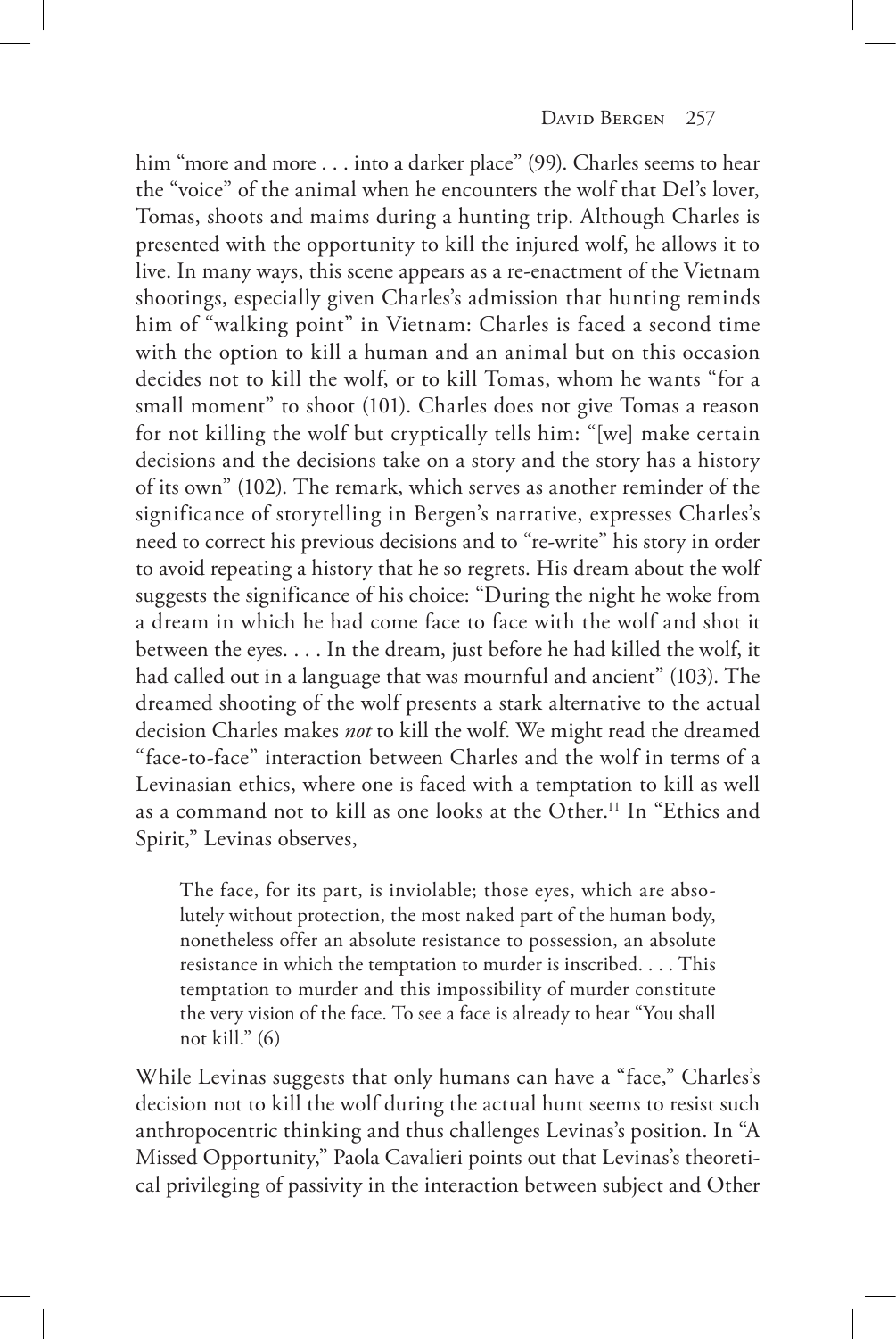him "more and more . . . into a darker place" (99). Charles seems to hear the "voice" of the animal when he encounters the wolf that Del's lover, Tomas, shoots and maims during a hunting trip. Although Charles is presented with the opportunity to kill the injured wolf, he allows it to live. In many ways, this scene appears as a re-enactment of the Vietnam shootings, especially given Charles's admission that hunting reminds him of "walking point" in Vietnam: Charles is faced a second time with the option to kill a human and an animal but on this occasion decides not to kill the wolf, or to kill Tomas, whom he wants "for a small moment" to shoot (101). Charles does not give Tomas a reason for not killing the wolf but cryptically tells him: "[we] make certain decisions and the decisions take on a story and the story has a history of its own" (102). The remark, which serves as another reminder of the significance of storytelling in Bergen's narrative, expresses Charles's need to correct his previous decisions and to "re-write" his story in order to avoid repeating a history that he so regrets. His dream about the wolf suggests the significance of his choice: "During the night he woke from a dream in which he had come face to face with the wolf and shot it between the eyes. . . . In the dream, just before he had killed the wolf, it had called out in a language that was mournful and ancient" (103). The dreamed shooting of the wolf presents a stark alternative to the actual decision Charles makes *not* to kill the wolf. We might read the dreamed "face-to-face" interaction between Charles and the wolf in terms of a Levinasian ethics, where one is faced with a temptation to kill as well as a command not to kill as one looks at the Other.[11] In "Ethics and Spirit," Levinas observes,

> The face, for its part, is inviolable; those eyes, which are absolutely without protection, the most naked part of the human body, nonetheless offer an absolute resistance to possession, an absolute resistance in which the temptation to murder is inscribed. . . . This temptation to murder and this impossibility of murder constitute the very vision of the face. To see a face is already to hear "You shall not kill." (6)

While Levinas suggests that only humans can have a "face," Charles's decision not to kill the wolf during the actual hunt seems to resist such anthropocentric thinking and thus challenges Levinas's position. In "A Missed Opportunity," Paola Cavalieri points out that Levinas's theoretical privileging of passivity in the interaction between subject and Other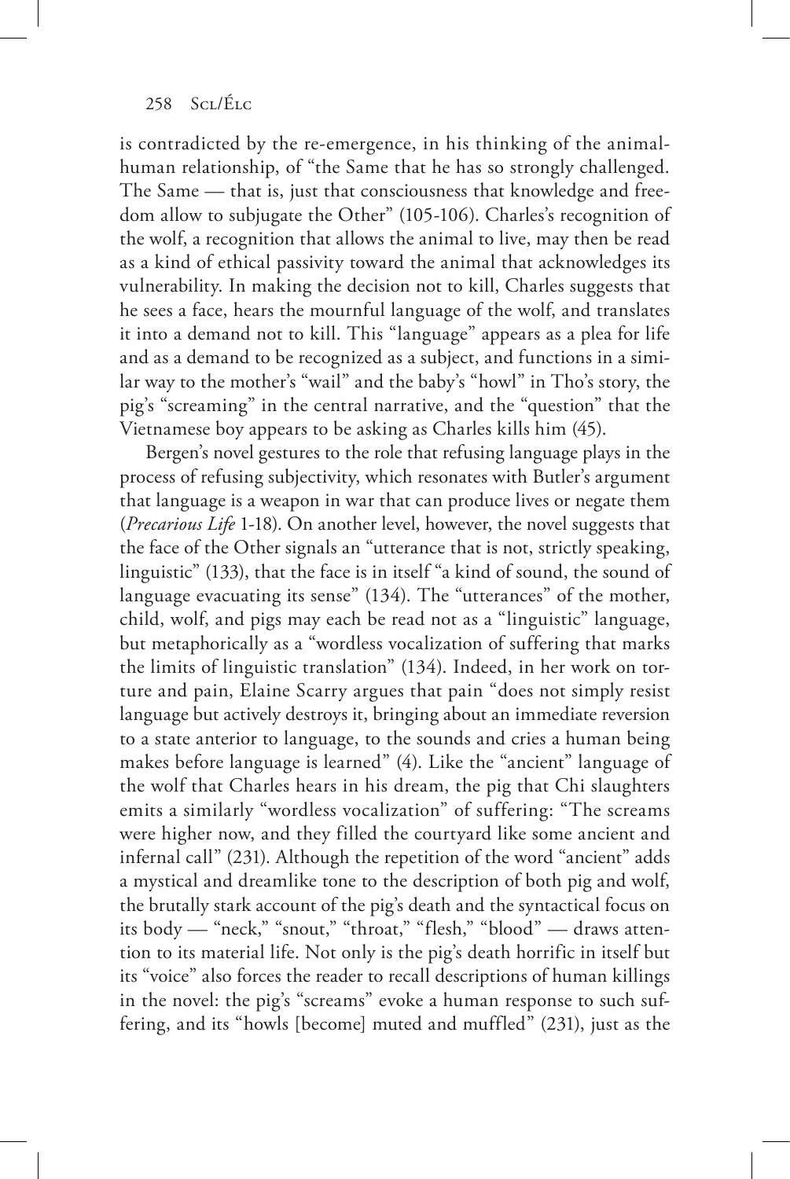is contradicted by the re-emergence, in his thinking of the animal-human relationship, of "the Same that he has so strongly challenged. The Same — that is, just that consciousness that knowledge and freedom allow to subjugate the Other" (105-106). Charles's recognition of the wolf, a recognition that allows the animal to live, may then be read as a kind of ethical passivity toward the animal that acknowledges its vulnerability. In making the decision not to kill, Charles suggests that he sees a face, hears the mournful language of the wolf, and translates it into a demand not to kill. This "language" appears as a plea for life and as a demand to be recognized as a subject, and functions in a similar way to the mother's "wail" and the baby's "howl" in Tho's story, the pig's "screaming" in the central narrative, and the "question" that the Vietnamese boy appears to be asking as Charles kills him (45).

Bergen's novel gestures to the role that refusing language plays in the process of refusing subjectivity, which resonates with Butler's argument that language is a weapon in war that can produce lives or negate them (*Precarious Life* 1-18). On another level, however, the novel suggests that the face of the Other signals an "utterance that is not, strictly speaking, linguistic" (133), that the face is in itself "a kind of sound, the sound of language evacuating its sense" (134). The "utterances" of the mother, child, wolf, and pigs may each be read not as a "linguistic" language, but metaphorically as a "wordless vocalization of suffering that marks the limits of linguistic translation" (134). Indeed, in her work on torture and pain, Elaine Scarry argues that pain "does not simply resist language but actively destroys it, bringing about an immediate reversion to a state anterior to language, to the sounds and cries a human being makes before language is learned" (4). Like the "ancient" language of the wolf that Charles hears in his dream, the pig that Chi slaughters emits a similarly "wordless vocalization" of suffering: "The screams were higher now, and they filled the courtyard like some ancient and infernal call" (231). Although the repetition of the word "ancient" adds a mystical and dreamlike tone to the description of both pig and wolf, the brutally stark account of the pig's death and the syntactical focus on its body — "neck," "snout," "throat," "flesh," "blood" — draws attention to its material life. Not only is the pig's death horrific in itself but its "voice" also forces the reader to recall descriptions of human killings in the novel: the pig's "screams" evoke a human response to such suffering, and its "howls [become] muted and muffled" (231), just as the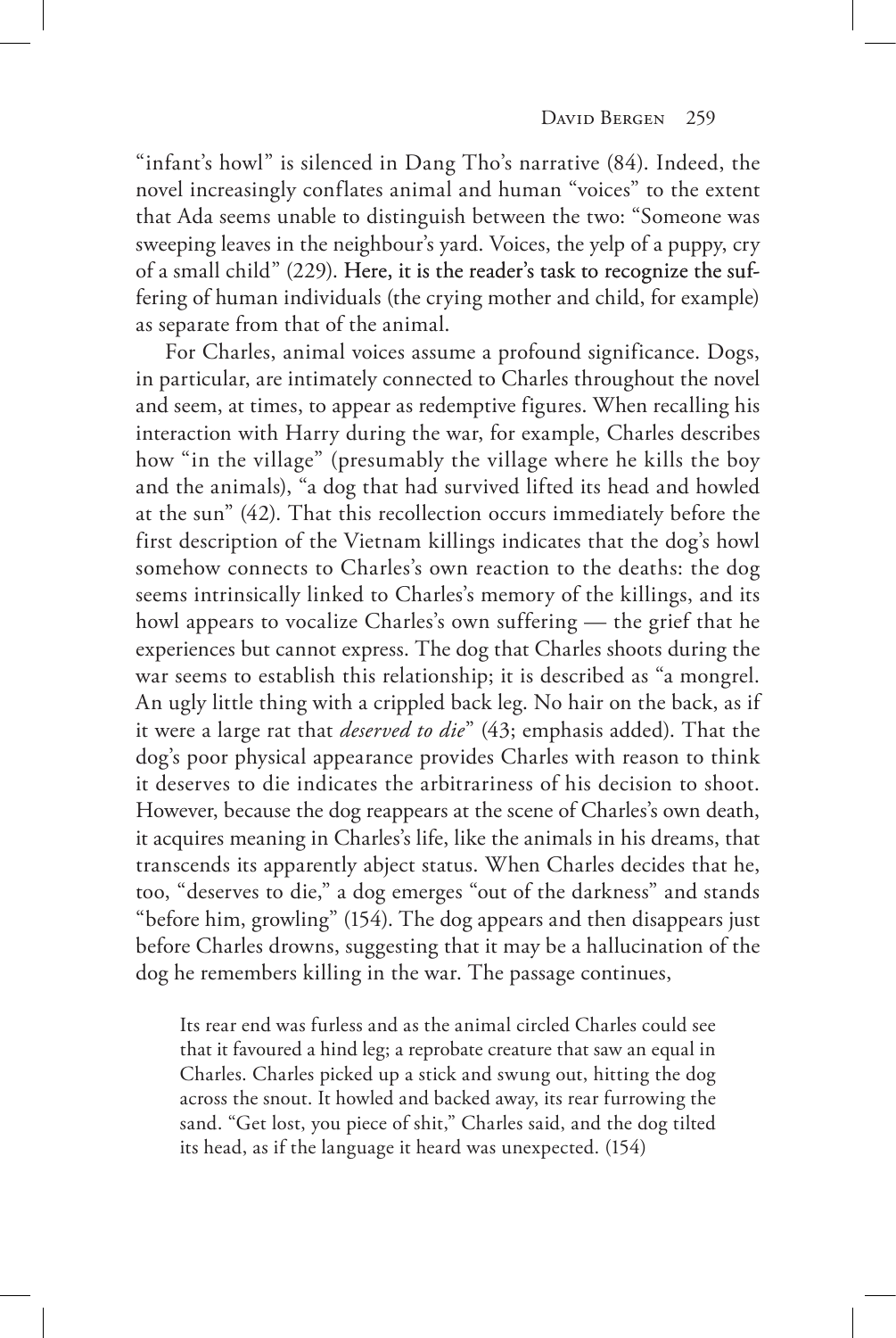"infant's howl" is silenced in Dang Tho's narrative (84). Indeed, the novel increasingly conflates animal and human "voices" to the extent that Ada seems unable to distinguish between the two: "Someone was sweeping leaves in the neighbour's yard. Voices, the yelp of a puppy, cry of a small child" (229). Here, it is the reader's task to recognize the suffering of human individuals (the crying mother and child, for example) as separate from that of the animal.

For Charles, animal voices assume a profound significance. Dogs, in particular, are intimately connected to Charles throughout the novel and seem, at times, to appear as redemptive figures. When recalling his interaction with Harry during the war, for example, Charles describes how "in the village" (presumably the village where he kills the boy and the animals), "a dog that had survived lifted its head and howled at the sun" (42). That this recollection occurs immediately before the first description of the Vietnam killings indicates that the dog's howl somehow connects to Charles's own reaction to the deaths: the dog seems intrinsically linked to Charles's memory of the killings, and its howl appears to vocalize Charles's own suffering — the grief that he experiences but cannot express. The dog that Charles shoots during the war seems to establish this relationship; it is described as "a mongrel. An ugly little thing with a crippled back leg. No hair on the back, as if it were a large rat that *deserved to die*" (43; emphasis added). That the dog's poor physical appearance provides Charles with reason to think it deserves to die indicates the arbitrariness of his decision to shoot. However, because the dog reappears at the scene of Charles's own death, it acquires meaning in Charles's life, like the animals in his dreams, that transcends its apparently abject status. When Charles decides that he, too, "deserves to die," a dog emerges "out of the darkness" and stands "before him, growling" (154). The dog appears and then disappears just before Charles drowns, suggesting that it may be a hallucination of the dog he remembers killing in the war. The passage continues,

> Its rear end was furless and as the animal circled Charles could see that it favoured a hind leg; a reprobate creature that saw an equal in Charles. Charles picked up a stick and swung out, hitting the dog across the snout. It howled and backed away, its rear furrowing the sand. "Get lost, you piece of shit," Charles said, and the dog tilted its head, as if the language it heard was unexpected. (154)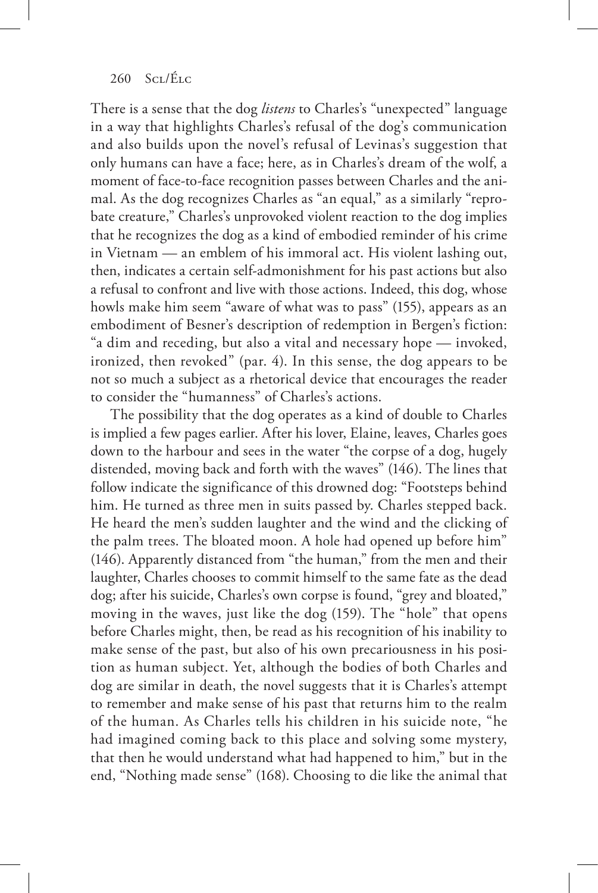There is a sense that the dog *listens* to Charles's "unexpected" language in a way that highlights Charles's refusal of the dog's communication and also builds upon the novel's refusal of Levinas's suggestion that only humans can have a face; here, as in Charles's dream of the wolf, a moment of face-to-face recognition passes between Charles and the animal. As the dog recognizes Charles as "an equal," as a similarly "reprobate creature," Charles's unprovoked violent reaction to the dog implies that he recognizes the dog as a kind of embodied reminder of his crime in Vietnam — an emblem of his immoral act. His violent lashing out, then, indicates a certain self-admonishment for his past actions but also a refusal to confront and live with those actions. Indeed, this dog, whose howls make him seem "aware of what was to pass" (155), appears as an embodiment of Besner's description of redemption in Bergen's fiction: "a dim and receding, but also a vital and necessary hope — invoked, ironized, then revoked" (par. 4). In this sense, the dog appears to be not so much a subject as a rhetorical device that encourages the reader to consider the "humanness" of Charles's actions.

The possibility that the dog operates as a kind of double to Charles is implied a few pages earlier. After his lover, Elaine, leaves, Charles goes down to the harbour and sees in the water "the corpse of a dog, hugely distended, moving back and forth with the waves" (146). The lines that follow indicate the significance of this drowned dog: "Footsteps behind him. He turned as three men in suits passed by. Charles stepped back. He heard the men's sudden laughter and the wind and the clicking of the palm trees. The bloated moon. A hole had opened up before him" (146). Apparently distanced from "the human," from the men and their laughter, Charles chooses to commit himself to the same fate as the dead dog; after his suicide, Charles's own corpse is found, "grey and bloated," moving in the waves, just like the dog (159). The "hole" that opens before Charles might, then, be read as his recognition of his inability to make sense of the past, but also of his own precariousness in his position as human subject. Yet, although the bodies of both Charles and dog are similar in death, the novel suggests that it is Charles's attempt to remember and make sense of his past that returns him to the realm of the human. As Charles tells his children in his suicide note, "he had imagined coming back to this place and solving some mystery, that then he would understand what had happened to him," but in the end, "Nothing made sense" (168). Choosing to die like the animal that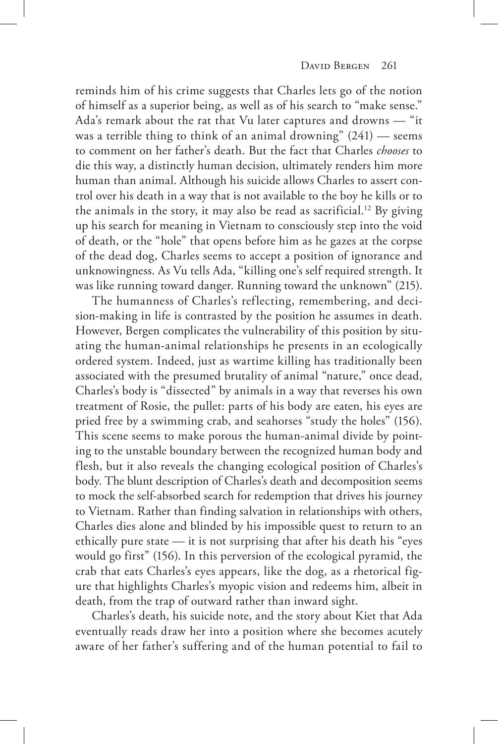reminds him of his crime suggests that Charles lets go of the notion of himself as a superior being, as well as of his search to "make sense." Ada's remark about the rat that Vu later captures and drowns — "it was a terrible thing to think of an animal drowning" (241) — seems to comment on her father's death. But the fact that Charles *chooses* to die this way, a distinctly human decision, ultimately renders him more human than animal. Although his suicide allows Charles to assert control over his death in a way that is not available to the boy he kills or to the animals in the story, it may also be read as sacrificial.[12] By giving up his search for meaning in Vietnam to consciously step into the void of death, or the "hole" that opens before him as he gazes at the corpse of the dead dog, Charles seems to accept a position of ignorance and unknowingness. As Vu tells Ada, "killing one's self required strength. It was like running toward danger. Running toward the unknown" (215).

The humanness of Charles's reflecting, remembering, and decision-making in life is contrasted by the position he assumes in death. However, Bergen complicates the vulnerability of this position by situating the human-animal relationships he presents in an ecologically ordered system. Indeed, just as wartime killing has traditionally been associated with the presumed brutality of animal "nature," once dead, Charles's body is "dissected" by animals in a way that reverses his own treatment of Rosie, the pullet: parts of his body are eaten, his eyes are pried free by a swimming crab, and seahorses "study the holes" (156). This scene seems to make porous the human-animal divide by pointing to the unstable boundary between the recognized human body and flesh, but it also reveals the changing ecological position of Charles's body. The blunt description of Charles's death and decomposition seems to mock the self-absorbed search for redemption that drives his journey to Vietnam. Rather than finding salvation in relationships with others, Charles dies alone and blinded by his impossible quest to return to an ethically pure state — it is not surprising that after his death his "eyes would go first" (156). In this perversion of the ecological pyramid, the crab that eats Charles's eyes appears, like the dog, as a rhetorical figure that highlights Charles's myopic vision and redeems him, albeit in death, from the trap of outward rather than inward sight.

Charles's death, his suicide note, and the story about Kiet that Ada eventually reads draw her into a position where she becomes acutely aware of her father's suffering and of the human potential to fail to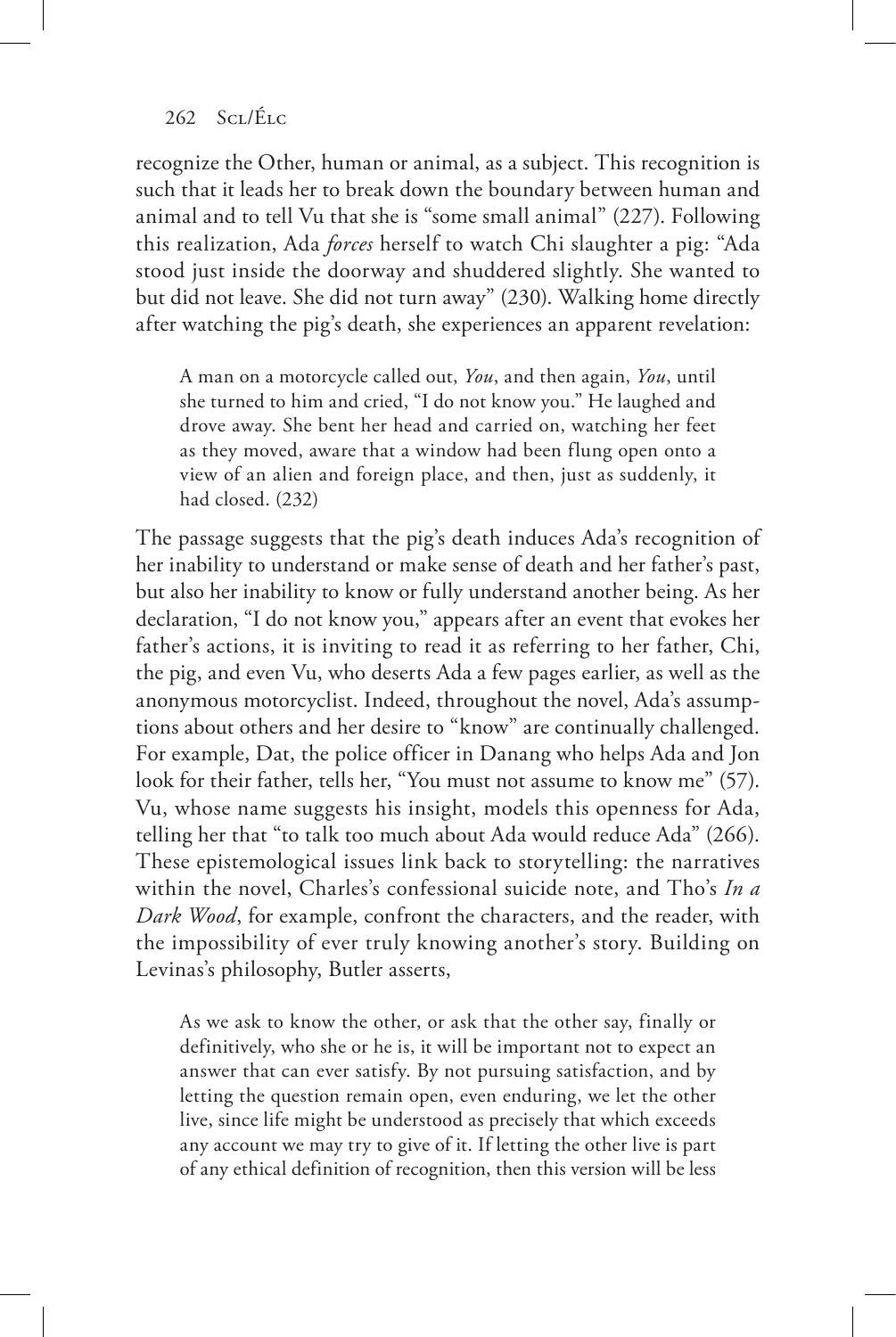recognize the Other, human or animal, as a subject. This recognition is such that it leads her to break down the boundary between human and animal and to tell Vu that she is "some small animal" (227). Following this realization, Ada *forces* herself to watch Chi slaughter a pig: "Ada stood just inside the doorway and shuddered slightly. She wanted to but did not leave. She did not turn away" (230). Walking home directly after watching the pig's death, she experiences an apparent revelation:

> A man on a motorcycle called out, *You*, and then again, *You*, until she turned to him and cried, "I do not know you." He laughed and drove away. She bent her head and carried on, watching her feet as they moved, aware that a window had been flung open onto a view of an alien and foreign place, and then, just as suddenly, it had closed. (232)

The passage suggests that the pig's death induces Ada's recognition of her inability to understand or make sense of death and her father's past, but also her inability to know or fully understand another being. As her declaration, "I do not know you," appears after an event that evokes her father's actions, it is inviting to read it as referring to her father, Chi, the pig, and even Vu, who deserts Ada a few pages earlier, as well as the anonymous motorcyclist. Indeed, throughout the novel, Ada's assumptions about others and her desire to "know" are continually challenged. For example, Dat, the police officer in Danang who helps Ada and Jon look for their father, tells her, "You must not assume to know me" (57). Vu, whose name suggests his insight, models this openness for Ada, telling her that "to talk too much about Ada would reduce Ada" (266). These epistemological issues link back to storytelling: the narratives within the novel, Charles's confessional suicide note, and Tho's *In a Dark Wood*, for example, confront the characters, and the reader, with the impossibility of ever truly knowing another's story. Building on Levinas's philosophy, Butler asserts,

> As we ask to know the other, or ask that the other say, finally or definitively, who she or he is, it will be important not to expect an answer that can ever satisfy. By not pursuing satisfaction, and by letting the question remain open, even enduring, we let the other live, since life might be understood as precisely that which exceeds any account we may try to give of it. If letting the other live is part of any ethical definition of recognition, then this version will be less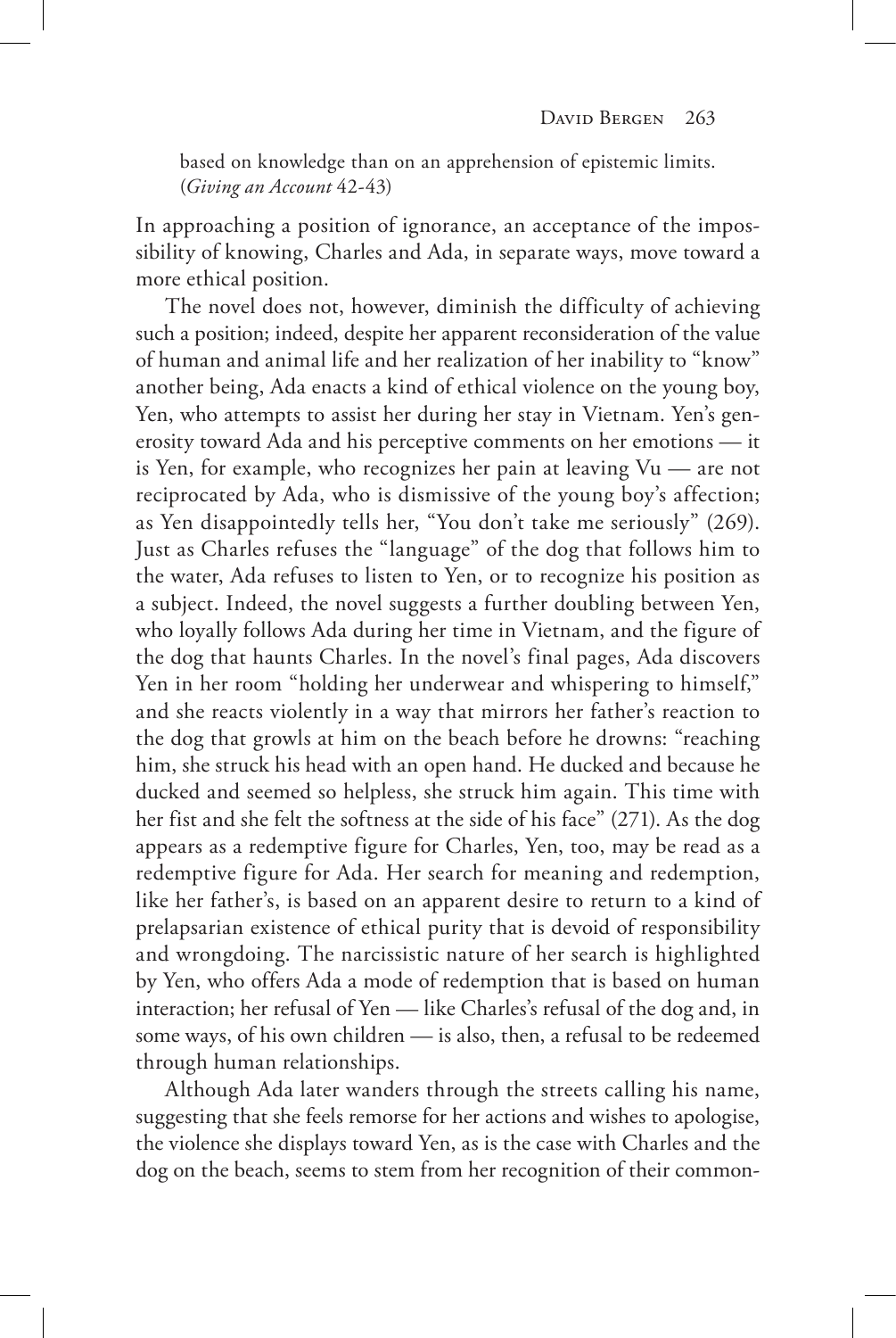based on knowledge than on an apprehension of epistemic limits. (*Giving an Account* 42-43)

In approaching a position of ignorance, an acceptance of the impossibility of knowing, Charles and Ada, in separate ways, move toward a more ethical position.

The novel does not, however, diminish the difficulty of achieving such a position; indeed, despite her apparent reconsideration of the value of human and animal life and her realization of her inability to "know" another being, Ada enacts a kind of ethical violence on the young boy, Yen, who attempts to assist her during her stay in Vietnam. Yen's generosity toward Ada and his perceptive comments on her emotions — it is Yen, for example, who recognizes her pain at leaving Vu — are not reciprocated by Ada, who is dismissive of the young boy's affection; as Yen disappointedly tells her, "You don't take me seriously" (269). Just as Charles refuses the "language" of the dog that follows him to the water, Ada refuses to listen to Yen, or to recognize his position as a subject. Indeed, the novel suggests a further doubling between Yen, who loyally follows Ada during her time in Vietnam, and the figure of the dog that haunts Charles. In the novel's final pages, Ada discovers Yen in her room "holding her underwear and whispering to himself," and she reacts violently in a way that mirrors her father's reaction to the dog that growls at him on the beach before he drowns: "reaching him, she struck his head with an open hand. He ducked and because he ducked and seemed so helpless, she struck him again. This time with her fist and she felt the softness at the side of his face" (271). As the dog appears as a redemptive figure for Charles, Yen, too, may be read as a redemptive figure for Ada. Her search for meaning and redemption, like her father's, is based on an apparent desire to return to a kind of prelapsarian existence of ethical purity that is devoid of responsibility and wrongdoing. The narcissistic nature of her search is highlighted by Yen, who offers Ada a mode of redemption that is based on human interaction; her refusal of Yen — like Charles's refusal of the dog and, in some ways, of his own children — is also, then, a refusal to be redeemed through human relationships.

Although Ada later wanders through the streets calling his name, suggesting that she feels remorse for her actions and wishes to apologise, the violence she displays toward Yen, as is the case with Charles and the dog on the beach, seems to stem from her recognition of their common-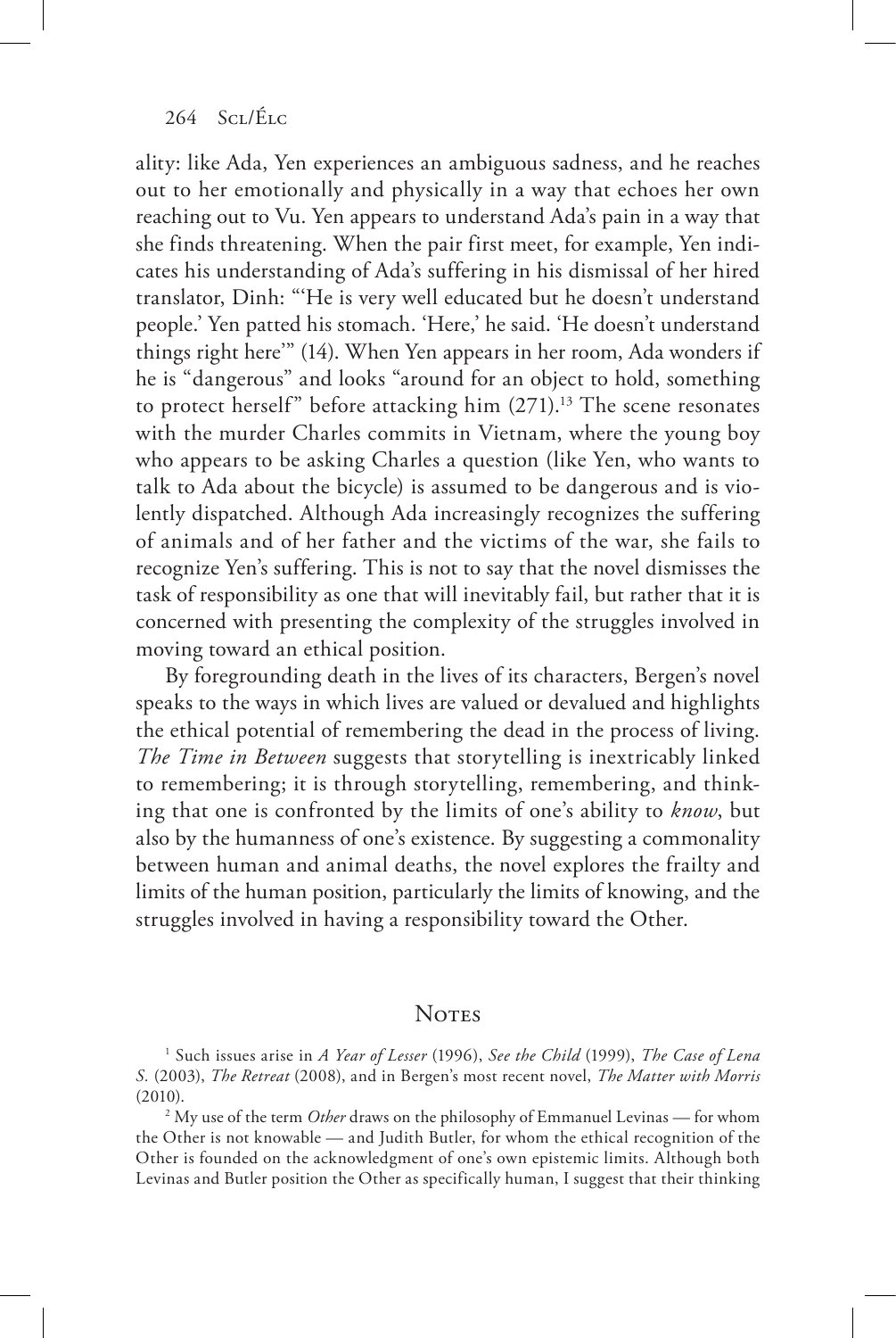ality: like Ada, Yen experiences an ambiguous sadness, and he reaches out to her emotionally and physically in a way that echoes her own reaching out to Vu. Yen appears to understand Ada's pain in a way that she finds threatening. When the pair first meet, for example, Yen indicates his understanding of Ada's suffering in his dismissal of her hired translator, Dinh: "'He is very well educated but he doesn't understand people.' Yen patted his stomach. 'Here,' he said. 'He doesn't understand things right here'" (14). When Yen appears in her room, Ada wonders if he is "dangerous" and looks "around for an object to hold, something to protect herself" before attacking him (271).[13] The scene resonates with the murder Charles commits in Vietnam, where the young boy who appears to be asking Charles a question (like Yen, who wants to talk to Ada about the bicycle) is assumed to be dangerous and is violently dispatched. Although Ada increasingly recognizes the suffering of animals and of her father and the victims of the war, she fails to recognize Yen's suffering. This is not to say that the novel dismisses the task of responsibility as one that will inevitably fail, but rather that it is concerned with presenting the complexity of the struggles involved in moving toward an ethical position.

By foregrounding death in the lives of its characters, Bergen's novel speaks to the ways in which lives are valued or devalued and highlights the ethical potential of remembering the dead in the process of living. *The Time in Between* suggests that storytelling is inextricably linked to remembering; it is through storytelling, remembering, and thinking that one is confronted by the limits of one's ability to *know*, but also by the humanness of one's existence. By suggesting a commonality between human and animal deaths, the novel explores the frailty and limits of the human position, particularly the limits of knowing, and the struggles involved in having a responsibility toward the Other.

## Notes

[1] Such issues arise in *A Year of Lesser* (1996), *See the Child* (1999), *The Case of Lena S.* (2003), *The Retreat* (2008), and in Bergen's most recent novel, *The Matter with Morris* (2010).

[2] My use of the term *Other* draws on the philosophy of Emmanuel Levinas — for whom the Other is not knowable — and Judith Butler, for whom the ethical recognition of the Other is founded on the acknowledgment of one's own epistemic limits. Although both Levinas and Butler position the Other as specifically human, I suggest that their thinking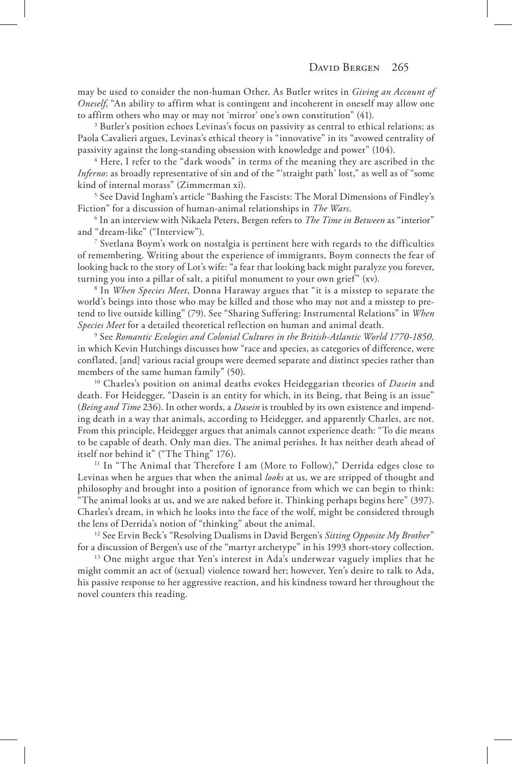may be used to consider the non-human Other. As Butler writes in *Giving an Account of Oneself*, "An ability to affirm what is contingent and incoherent in oneself may allow one to affirm others who may or may not 'mirror' one's own constitution" (41).

[3] Butler's position echoes Levinas's focus on passivity as central to ethical relations; as Paola Cavalieri argues, Levinas's ethical theory is "innovative" in its "avowed centrality of passivity against the long-standing obsession with knowledge and power" (104).

[4] Here, I refer to the "dark woods" in terms of the meaning they are ascribed in the *Inferno*: as broadly representative of sin and of the "'straight path' lost," as well as of "some kind of internal morass" (Zimmerman xi).

[5] See David Ingham's article "Bashing the Fascists: The Moral Dimensions of Findley's Fiction" for a discussion of human-animal relationships in *The Wars*.

[6] In an interview with Nikaela Peters, Bergen refers to *The Time in Between* as "interior" and "dream-like" ("Interview").

[7] Svetlana Boym's work on nostalgia is pertinent here with regards to the difficulties of remembering. Writing about the experience of immigrants, Boym connects the fear of looking back to the story of Lot's wife: "a fear that looking back might paralyze you forever, turning you into a pillar of salt, a pitiful monument to your own grief" (xv).

[8] In *When Species Meet*, Donna Haraway argues that "it is a misstep to separate the world's beings into those who may be killed and those who may not and a misstep to pretend to live outside killing" (79). See "Sharing Suffering: Instrumental Relations" in *When Species Meet* for a detailed theoretical reflection on human and animal death.

[9] See *Romantic Ecologies and Colonial Cultures in the British-Atlantic World 1770-1850,* in which Kevin Hutchings discusses how "race and species, as categories of difference, were conflated, [and] various racial groups were deemed separate and distinct species rather than members of the same human family" (50).

[10] Charles's position on animal deaths evokes Heideggarian theories of *Dasein* and death. For Heidegger, "Dasein is an entity for which, in its Being, that Being is an issue" (*Being and Time* 236). In other words, a *Dasein* is troubled by its own existence and impending death in a way that animals, according to Heidegger, and apparently Charles, are not. From this principle, Heidegger argues that animals cannot experience death: "To die means to be capable of death. Only man dies. The animal perishes. It has neither death ahead of itself nor behind it" ("The Thing" 176).

[11] In "The Animal that Therefore I am (More to Follow)," Derrida edges close to Levinas when he argues that when the animal *looks* at us, we are stripped of thought and philosophy and brought into a position of ignorance from which we can begin to think: "The animal looks at us, and we are naked before it. Thinking perhaps begins here" (397). Charles's dream, in which he looks into the face of the wolf, might be considered through the lens of Derrida's notion of "thinking" about the animal.

[12] See Ervin Beck's "Resolving Dualisms in David Bergen's *Sitting Opposite My Brother*" for a discussion of Bergen's use of the "martyr archetype" in his 1993 short-story collection.

[13] One might argue that Yen's interest in Ada's underwear vaguely implies that he might commit an act of (sexual) violence toward her; however, Yen's desire to talk to Ada, his passive response to her aggressive reaction, and his kindness toward her throughout the novel counters this reading.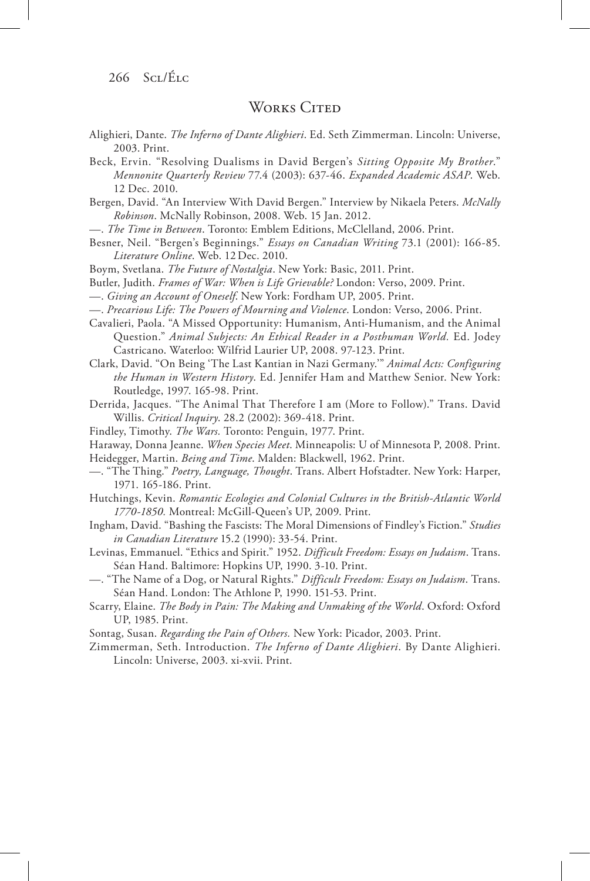## Works Cited

Alighieri, Dante. *The Inferno of Dante Alighieri*. Ed. Seth Zimmerman. Lincoln: Universe, 2003. Print.

Beck, Ervin. "Resolving Dualisms in David Bergen's *Sitting Opposite My Brother*." *Mennonite Quarterly Review* 77.4 (2003): 637-46. *Expanded Academic ASAP*. Web. 12 Dec. 2010.

Bergen, David. "An Interview With David Bergen." Interview by Nikaela Peters. *McNally Robinson*. McNally Robinson, 2008. Web. 15 Jan. 2012.

—. *The Time in Between*. Toronto: Emblem Editions, McClelland, 2006. Print.

Besner, Neil. "Bergen's Beginnings." *Essays on Canadian Writing* 73.1 (2001): 166-85. *Literature Online*. Web. 12 Dec. 2010.

Boym, Svetlana. *The Future of Nostalgia*. New York: Basic, 2011. Print.

Butler, Judith. *Frames of War: When is Life Grievable?* London: Verso, 2009. Print.

—. *Giving an Account of Oneself*. New York: Fordham UP, 2005. Print.

—. *Precarious Life: The Powers of Mourning and Violence*. London: Verso, 2006. Print.

Cavalieri, Paola. "A Missed Opportunity: Humanism, Anti-Humanism, and the Animal Question." *Animal Subjects: An Ethical Reader in a Posthuman World.* Ed. Jodey Castricano. Waterloo: Wilfrid Laurier UP, 2008. 97-123. Print.

Clark, David. "On Being 'The Last Kantian in Nazi Germany.'" *Animal Acts: Configuring the Human in Western History*. Ed. Jennifer Ham and Matthew Senior. New York: Routledge, 1997. 165-98. Print.

Derrida, Jacques. "The Animal That Therefore I am (More to Follow)." Trans. David Willis. *Critical Inquiry*. 28.2 (2002): 369-418. Print.

Findley, Timothy. *The Wars.* Toronto: Penguin, 1977. Print.

Haraway, Donna Jeanne. *When Species Meet*. Minneapolis: U of Minnesota P, 2008. Print.

Heidegger, Martin. *Being and Time*. Malden: Blackwell, 1962. Print.

—. "The Thing." *Poetry, Language, Thought*. Trans. Albert Hofstadter. New York: Harper, 1971. 165-186. Print.

Hutchings, Kevin. *Romantic Ecologies and Colonial Cultures in the British-Atlantic World 1770-1850.* Montreal: McGill-Queen's UP, 2009. Print.

Ingham, David. "Bashing the Fascists: The Moral Dimensions of Findley's Fiction." *Studies in Canadian Literature* 15.2 (1990): 33-54. Print.

Levinas, Emmanuel. "Ethics and Spirit." 1952. *Difficult Freedom: Essays on Judaism*. Trans. Séan Hand. Baltimore: Hopkins UP, 1990. 3-10. Print.

—. "The Name of a Dog, or Natural Rights." *Difficult Freedom: Essays on Judaism*. Trans. Séan Hand. London: The Athlone P, 1990. 151-53. Print.

Scarry, Elaine. *The Body in Pain: The Making and Unmaking of the World*. Oxford: Oxford UP, 1985. Print.

Sontag, Susan. *Regarding the Pain of Others.* New York: Picador, 2003. Print.

Zimmerman, Seth. Introduction. *The Inferno of Dante Alighieri*. By Dante Alighieri. Lincoln: Universe, 2003. xi-xvii. Print.